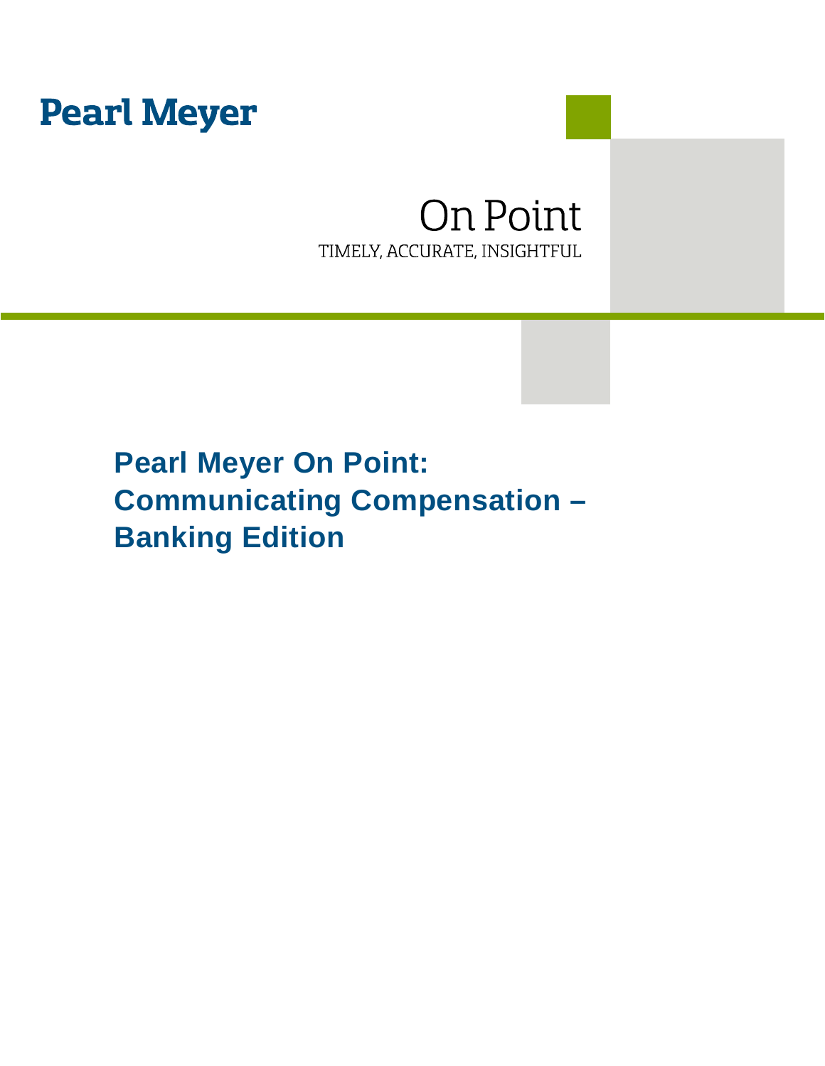Pearl Meyer

On Point

TIMELY, ACCURATE, INSIGHTFUL

# Pearl Meyer On Point: Communicating Compensation – Banking Edition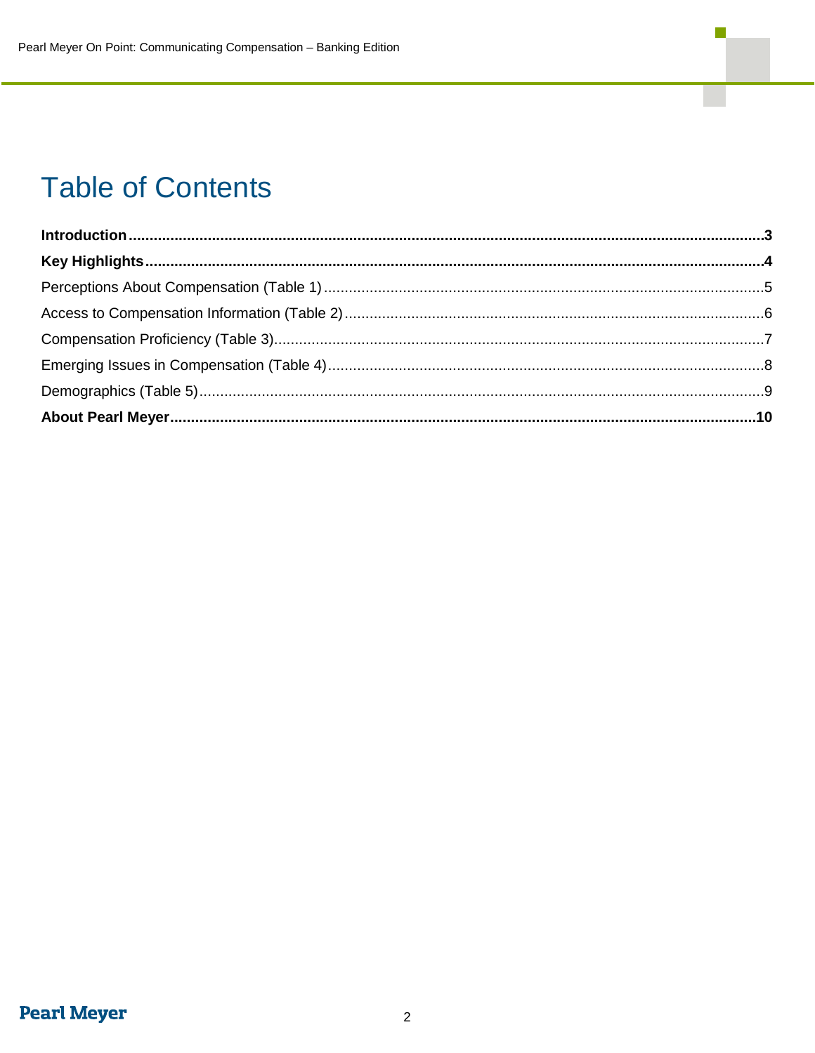# Table of Contents

**Introduction** .......... **3**

**Key Highlights** .......... **4**

Perceptions About Compensation (Table 1) .......... 5

Access to Compensation Information (Table 2) .......... 6

Compensation Proficiency (Table 3) .......... 7

Emerging Issues in Compensation (Table 4) .......... 8

Demographics (Table 5) .......... 9

**About Pearl Meyer** .......... **10**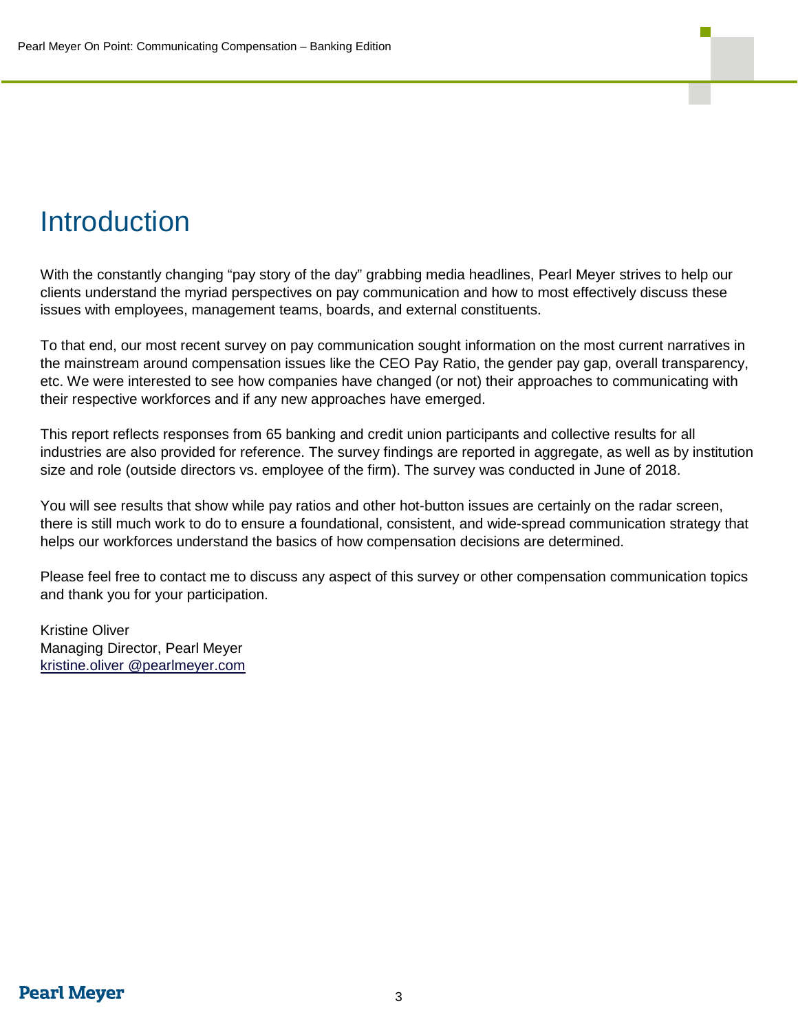# Introduction

With the constantly changing "pay story of the day" grabbing media headlines, Pearl Meyer strives to help our clients understand the myriad perspectives on pay communication and how to most effectively discuss these issues with employees, management teams, boards, and external constituents.

To that end, our most recent survey on pay communication sought information on the most current narratives in the mainstream around compensation issues like the CEO Pay Ratio, the gender pay gap, overall transparency, etc. We were interested to see how companies have changed (or not) their approaches to communicating with their respective workforces and if any new approaches have emerged.

This report reflects responses from 65 banking and credit union participants and collective results for all industries are also provided for reference. The survey findings are reported in aggregate, as well as by institution size and role (outside directors vs. employee of the firm). The survey was conducted in June of 2018.

You will see results that show while pay ratios and other hot-button issues are certainly on the radar screen, there is still much work to do to ensure a foundational, consistent, and wide-spread communication strategy that helps our workforces understand the basics of how compensation decisions are determined.

Please feel free to contact me to discuss any aspect of this survey or other compensation communication topics and thank you for your participation.

Kristine Oliver
Managing Director, Pearl Meyer
kristine.oliver @pearlmeyer.com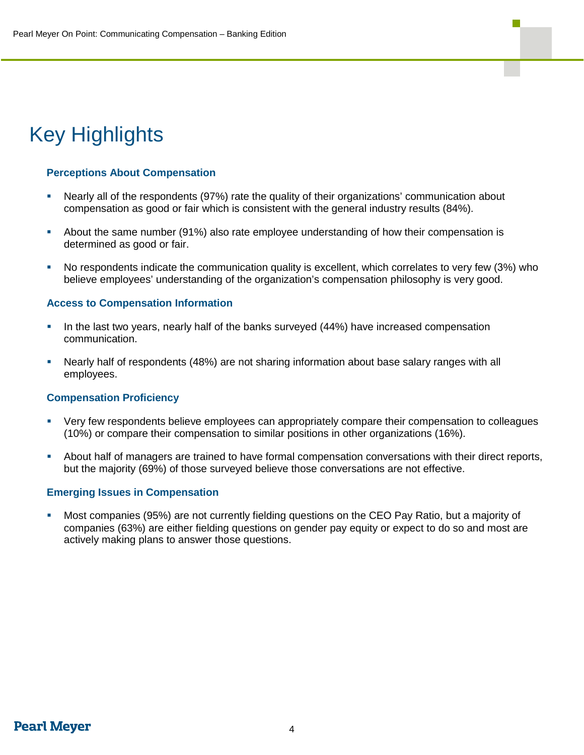# Key Highlights

### Perceptions About Compensation

- Nearly all of the respondents (97%) rate the quality of their organizations' communication about compensation as good or fair which is consistent with the general industry results (84%).
- About the same number (91%) also rate employee understanding of how their compensation is determined as good or fair.
- No respondents indicate the communication quality is excellent, which correlates to very few (3%) who believe employees' understanding of the organization's compensation philosophy is very good.

### Access to Compensation Information

- In the last two years, nearly half of the banks surveyed (44%) have increased compensation communication.
- Nearly half of respondents (48%) are not sharing information about base salary ranges with all employees.

### Compensation Proficiency

- Very few respondents believe employees can appropriately compare their compensation to colleagues (10%) or compare their compensation to similar positions in other organizations (16%).
- About half of managers are trained to have formal compensation conversations with their direct reports, but the majority (69%) of those surveyed believe those conversations are not effective.

### Emerging Issues in Compensation

- Most companies (95%) are not currently fielding questions on the CEO Pay Ratio, but a majority of companies (63%) are either fielding questions on gender pay equity or expect to do so and most are actively making plans to answer those questions.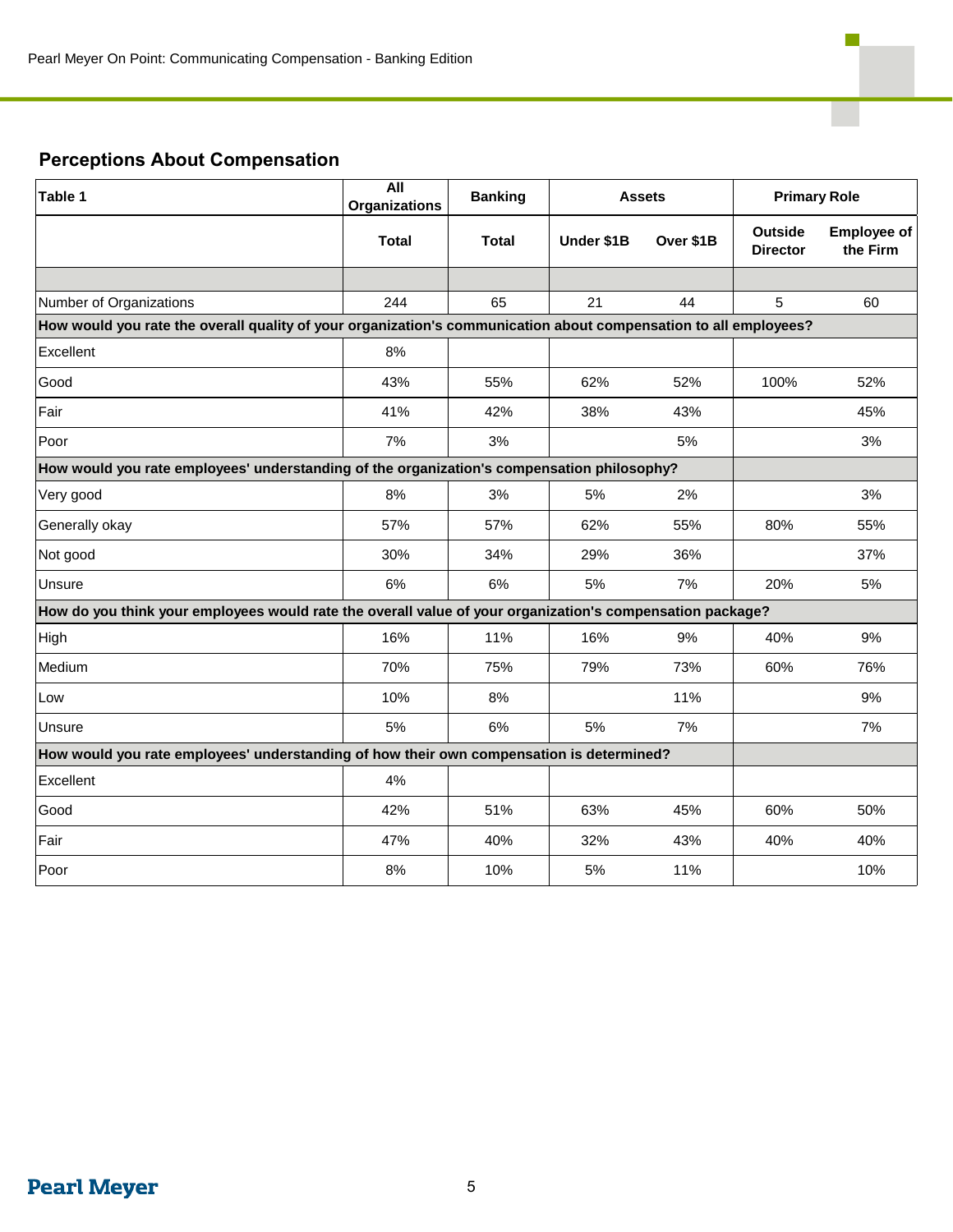## Perceptions About Compensation

| Table 1 | All Organizations | Banking | Assets | | Primary Role | |
|---|---|---|---|---|---|---|
| | Total | Total | Under $1B | Over $1B | Outside Director | Employee of the Firm |
| Number of Organizations | 244 | 65 | 21 | 44 | 5 | 60 |
| **How would you rate the overall quality of your organization's communication about compensation to all employees?** | | | | | | |
| Excellent | 8% | | | | | |
| Good | 43% | 55% | 62% | 52% | 100% | 52% |
| Fair | 41% | 42% | 38% | 43% | | 45% |
| Poor | 7% | 3% | | 5% | | 3% |
| **How would you rate employees' understanding of the organization's compensation philosophy?** | | | | | | |
| Very good | 8% | 3% | 5% | 2% | | 3% |
| Generally okay | 57% | 57% | 62% | 55% | 80% | 55% |
| Not good | 30% | 34% | 29% | 36% | | 37% |
| Unsure | 6% | 6% | 5% | 7% | 20% | 5% |
| **How do you think your employees would rate the overall value of your organization's compensation package?** | | | | | | |
| High | 16% | 11% | 16% | 9% | 40% | 9% |
| Medium | 70% | 75% | 79% | 73% | 60% | 76% |
| Low | 10% | 8% | | 11% | | 9% |
| Unsure | 5% | 6% | 5% | 7% | | 7% |
| **How would you rate employees' understanding of how their own compensation is determined?** | | | | | | |
| Excellent | 4% | | | | | |
| Good | 42% | 51% | 63% | 45% | 60% | 50% |
| Fair | 47% | 40% | 32% | 43% | 40% | 40% |
| Poor | 8% | 10% | 5% | 11% | | 10% |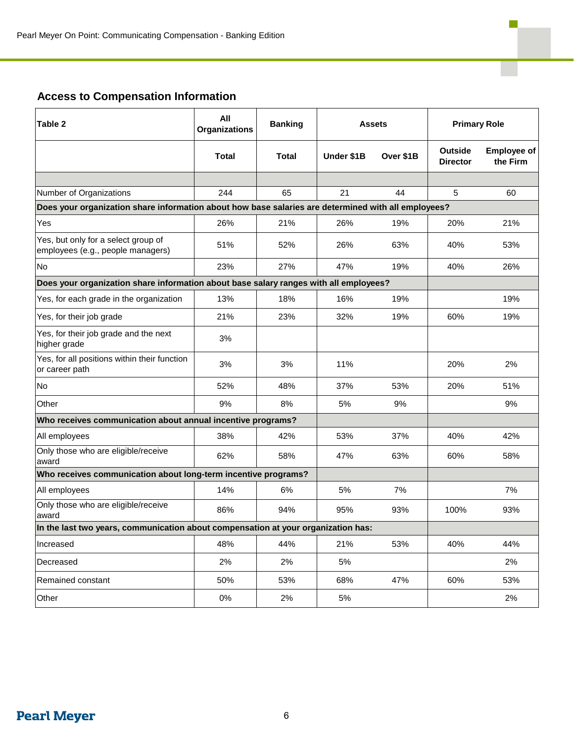## Access to Compensation Information

| Table 2 | All Organizations | Banking | Assets | | Primary Role | |
|---|---|---|---|---|---|---|
| | Total | Total | Under $1B | Over $1B | Outside Director | Employee of the Firm |
| | | | | | | |
| Number of Organizations | 244 | 65 | 21 | 44 | 5 | 60 |
| **Does your organization share information about how base salaries are determined with all employees?** | | | | | | |
| Yes | 26% | 21% | 26% | 19% | 20% | 21% |
| Yes, but only for a select group of employees (e.g., people managers) | 51% | 52% | 26% | 63% | 40% | 53% |
| No | 23% | 27% | 47% | 19% | 40% | 26% |
| **Does your organization share information about base salary ranges with all employees?** | | | | | | |
| Yes, for each grade in the organization | 13% | 18% | 16% | 19% | | 19% |
| Yes, for their job grade | 21% | 23% | 32% | 19% | 60% | 19% |
| Yes, for their job grade and the next higher grade | 3% | | | | | |
| Yes, for all positions within their function or career path | 3% | 3% | 11% | | 20% | 2% |
| No | 52% | 48% | 37% | 53% | 20% | 51% |
| Other | 9% | 8% | 5% | 9% | | 9% |
| **Who receives communication about annual incentive programs?** | | | | | | |
| All employees | 38% | 42% | 53% | 37% | 40% | 42% |
| Only those who are eligible/receive award | 62% | 58% | 47% | 63% | 60% | 58% |
| **Who receives communication about long-term incentive programs?** | | | | | | |
| All employees | 14% | 6% | 5% | 7% | | 7% |
| Only those who are eligible/receive award | 86% | 94% | 95% | 93% | 100% | 93% |
| **In the last two years, communication about compensation at your organization has:** | | | | | | |
| Increased | 48% | 44% | 21% | 53% | 40% | 44% |
| Decreased | 2% | 2% | 5% | | | 2% |
| Remained constant | 50% | 53% | 68% | 47% | 60% | 53% |
| Other | 0% | 2% | 5% | | | 2% |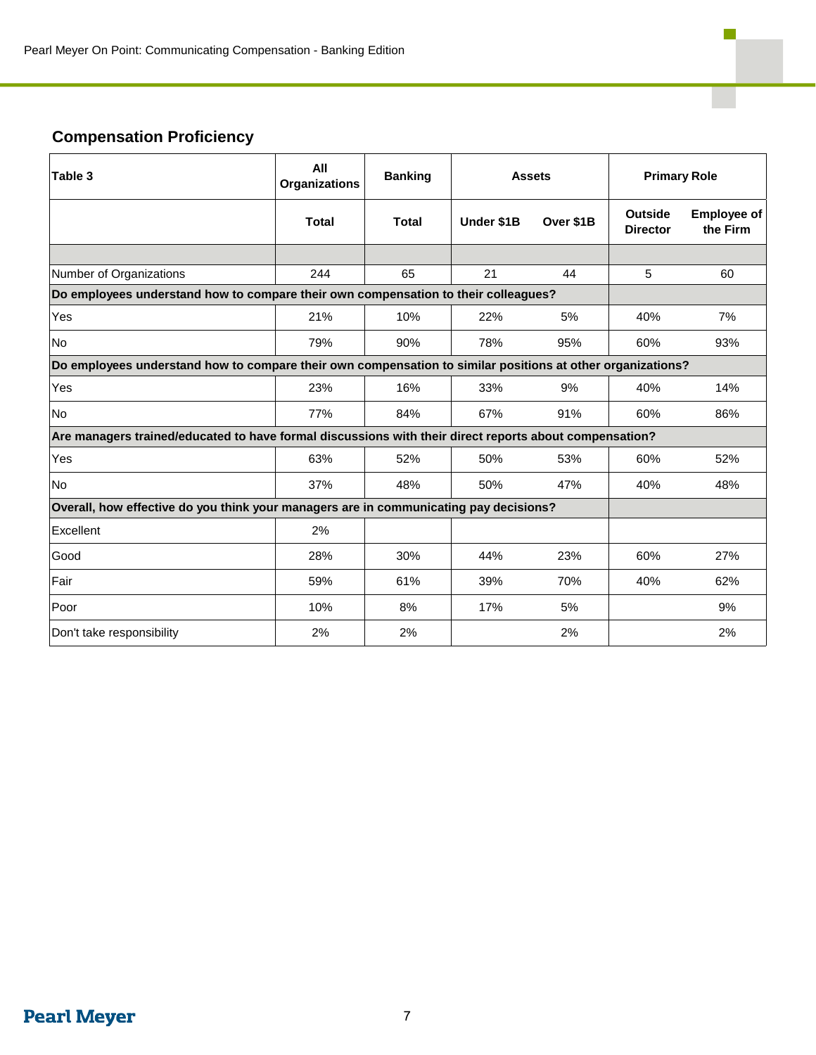## Compensation Proficiency

| Table 3 | All Organizations | Banking | Assets | | Primary Role | |
|---|---|---|---|---|---|---|
| | Total | Total | Under $1B | Over $1B | Outside Director | Employee of the Firm |
| Number of Organizations | 244 | 65 | 21 | 44 | 5 | 60 |
| **Do employees understand how to compare their own compensation to their colleagues?** | | | | | | |
| Yes | 21% | 10% | 22% | 5% | 40% | 7% |
| No | 79% | 90% | 78% | 95% | 60% | 93% |
| **Do employees understand how to compare their own compensation to similar positions at other organizations?** | | | | | | |
| Yes | 23% | 16% | 33% | 9% | 40% | 14% |
| No | 77% | 84% | 67% | 91% | 60% | 86% |
| **Are managers trained/educated to have formal discussions with their direct reports about compensation?** | | | | | | |
| Yes | 63% | 52% | 50% | 53% | 60% | 52% |
| No | 37% | 48% | 50% | 47% | 40% | 48% |
| **Overall, how effective do you think your managers are in communicating pay decisions?** | | | | | | |
| Excellent | 2% | | | | | |
| Good | 28% | 30% | 44% | 23% | 60% | 27% |
| Fair | 59% | 61% | 39% | 70% | 40% | 62% |
| Poor | 10% | 8% | 17% | 5% | | 9% |
| Don't take responsibility | 2% | 2% | | 2% | | 2% |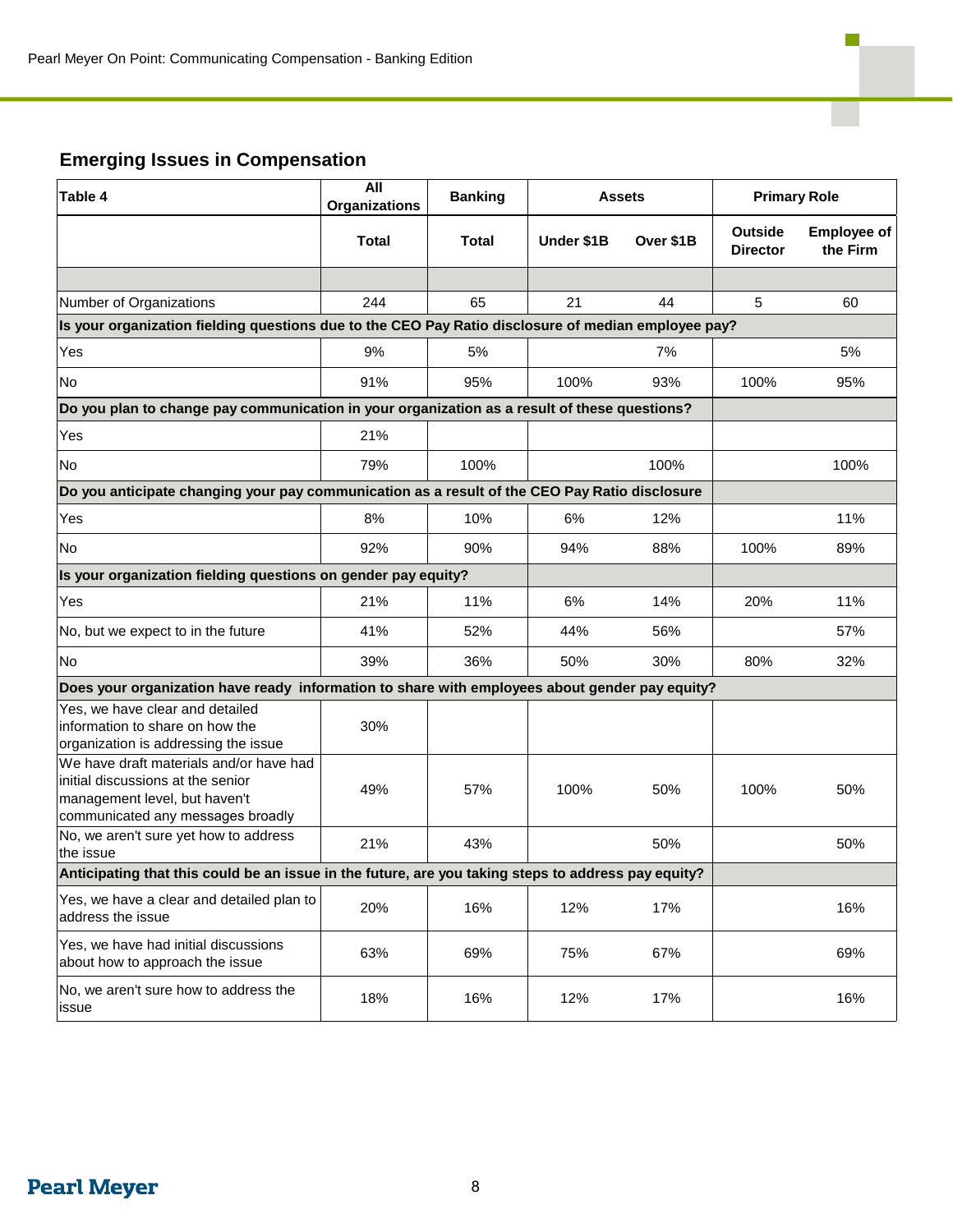## Emerging Issues in Compensation

| Table 4 | All Organizations | Banking | Assets | | Primary Role | |
|---|---|---|---|---|---|---|
| | Total | Total | Under $1B | Over $1B | Outside Director | Employee of the Firm |
| | | | | | | |
| Number of Organizations | 244 | 65 | 21 | 44 | 5 | 60 |
| **Is your organization fielding questions due to the CEO Pay Ratio disclosure of median employee pay?** | | | | | | |
| Yes | 9% | 5% | | 7% | | 5% |
| No | 91% | 95% | 100% | 93% | 100% | 95% |
| **Do you plan to change pay communication in your organization as a result of these questions?** | | | | | | |
| Yes | 21% | | | | | |
| No | 79% | 100% | | 100% | | 100% |
| **Do you anticipate changing your pay communication as a result of the CEO Pay Ratio disclosure** | | | | | | |
| Yes | 8% | 10% | 6% | 12% | | 11% |
| No | 92% | 90% | 94% | 88% | 100% | 89% |
| **Is your organization fielding questions on gender pay equity?** | | | | | | |
| Yes | 21% | 11% | 6% | 14% | 20% | 11% |
| No, but we expect to in the future | 41% | 52% | 44% | 56% | | 57% |
| No | 39% | 36% | 50% | 30% | 80% | 32% |
| **Does your organization have ready information to share with employees about gender pay equity?** | | | | | | |
| Yes, we have clear and detailed information to share on how the organization is addressing the issue | 30% | | | | | |
| We have draft materials and/or have had initial discussions at the senior management level, but haven't communicated any messages broadly | 49% | 57% | 100% | 50% | 100% | 50% |
| No, we aren't sure yet how to address the issue | 21% | 43% | | 50% | | 50% |
| **Anticipating that this could be an issue in the future, are you taking steps to address pay equity?** | | | | | | |
| Yes, we have a clear and detailed plan to address the issue | 20% | 16% | 12% | 17% | | 16% |
| Yes, we have had initial discussions about how to approach the issue | 63% | 69% | 75% | 67% | | 69% |
| No, we aren't sure how to address the issue | 18% | 16% | 12% | 17% | | 16% |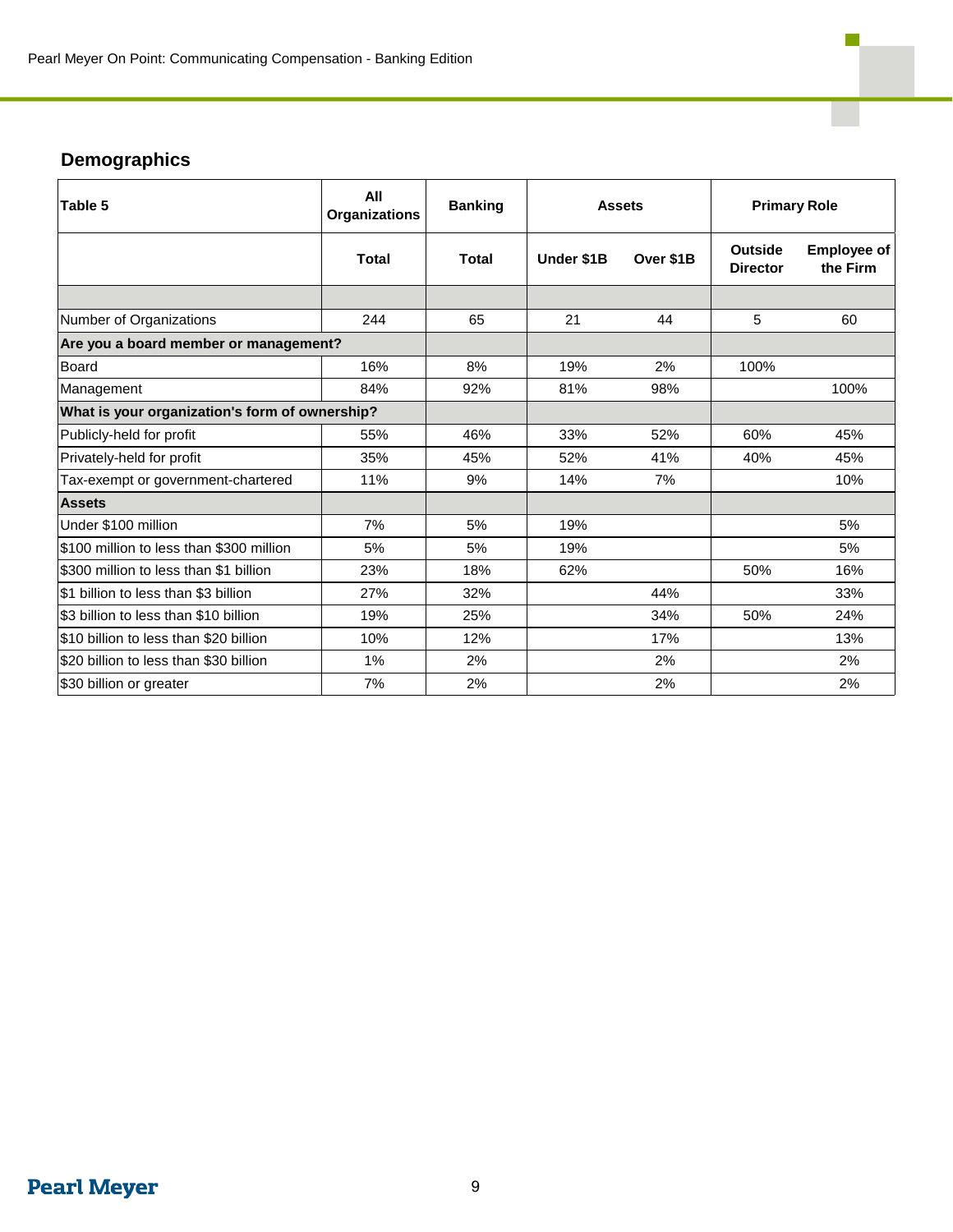## Demographics

| Table 5 | All Organizations | Banking | Assets | | Primary Role | |
|---|---|---|---|---|---|---|
| | Total | Total | Under $1B | Over $1B | Outside Director | Employee of the Firm |
| Number of Organizations | 244 | 65 | 21 | 44 | 5 | 60 |
| **Are you a board member or management?** | | | | | | |
| Board | 16% | 8% | 19% | 2% | 100% | |
| Management | 84% | 92% | 81% | 98% | | 100% |
| **What is your organization's form of ownership?** | | | | | | |
| Publicly-held for profit | 55% | 46% | 33% | 52% | 60% | 45% |
| Privately-held for profit | 35% | 45% | 52% | 41% | 40% | 45% |
| Tax-exempt or government-chartered | 11% | 9% | 14% | 7% | | 10% |
| **Assets** | | | | | | |
| Under $100 million | 7% | 5% | 19% | | | 5% |
| $100 million to less than $300 million | 5% | 5% | 19% | | | 5% |
| $300 million to less than $1 billion | 23% | 18% | 62% | | 50% | 16% |
| $1 billion to less than $3 billion | 27% | 32% | | 44% | | 33% |
| $3 billion to less than $10 billion | 19% | 25% | | 34% | 50% | 24% |
| $10 billion to less than $20 billion | 10% | 12% | | 17% | | 13% |
| $20 billion to less than $30 billion | 1% | 2% | | 2% | | 2% |
| $30 billion or greater | 7% | 2% | | 2% | | 2% |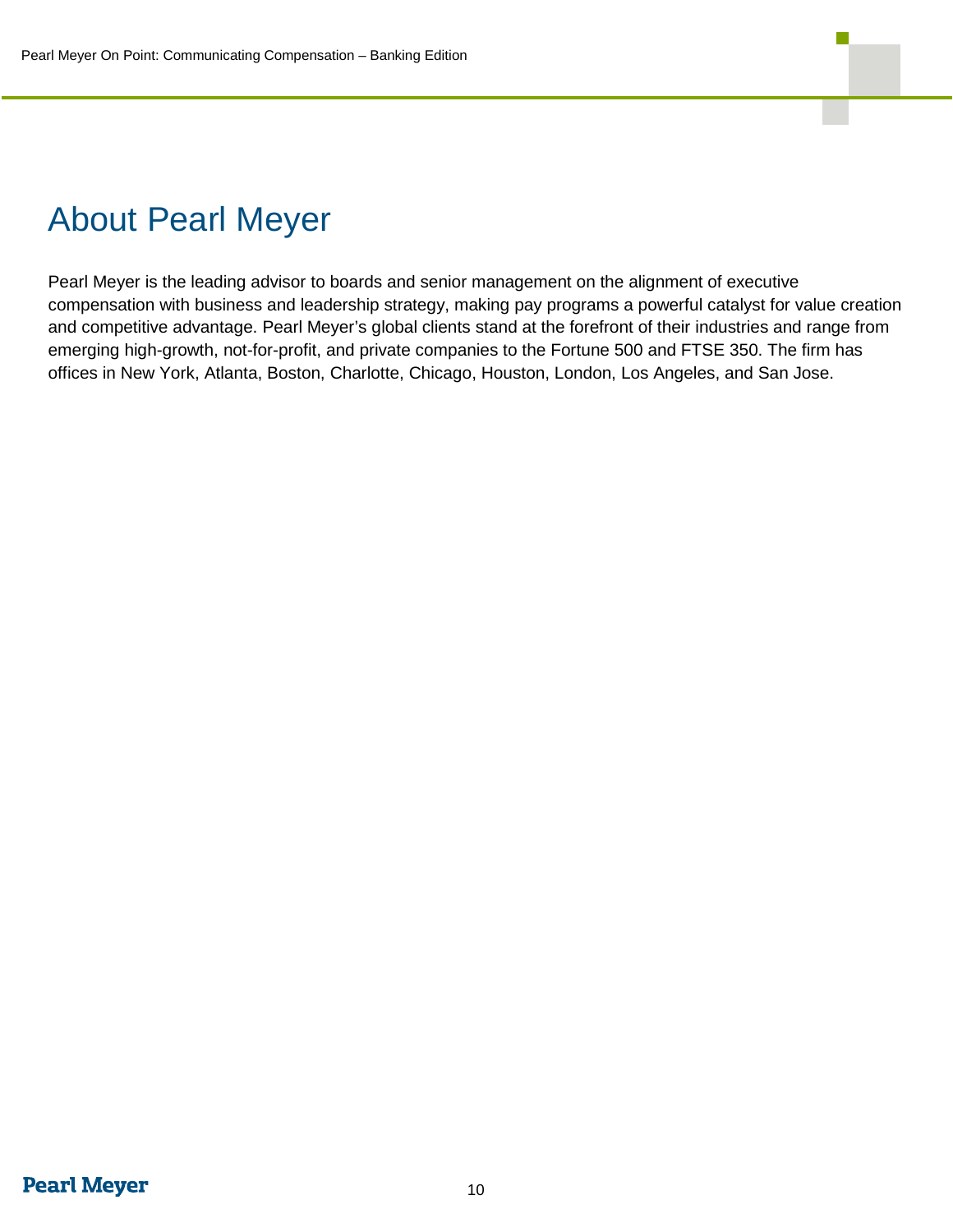# About Pearl Meyer

Pearl Meyer is the leading advisor to boards and senior management on the alignment of executive compensation with business and leadership strategy, making pay programs a powerful catalyst for value creation and competitive advantage. Pearl Meyer's global clients stand at the forefront of their industries and range from emerging high-growth, not-for-profit, and private companies to the Fortune 500 and FTSE 350. The firm has offices in New York, Atlanta, Boston, Charlotte, Chicago, Houston, London, Los Angeles, and San Jose.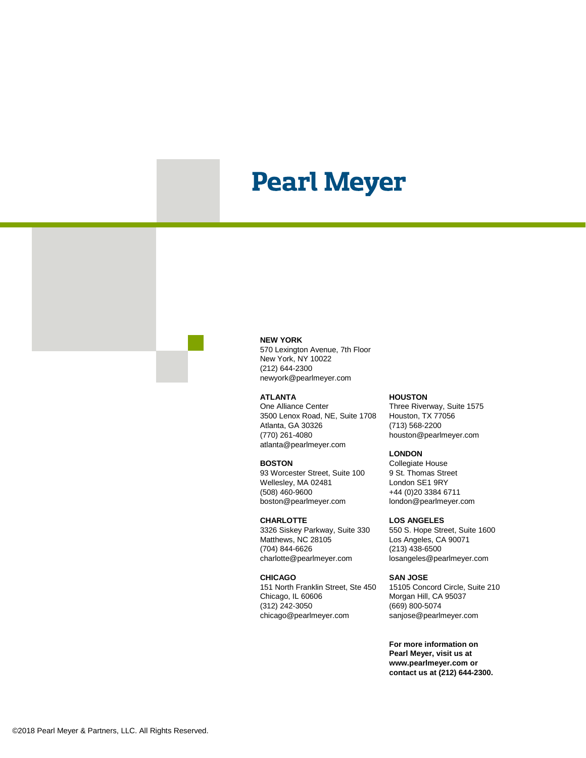# Pearl Meyer

**NEW YORK**
570 Lexington Avenue, 7th Floor
New York, NY 10022
(212) 644-2300
newyork@pearlmeyer.com

**ATLANTA**
One Alliance Center
3500 Lenox Road, NE, Suite 1708
Atlanta, GA 30326
(770) 261-4080
atlanta@pearlmeyer.com

**BOSTON**
93 Worcester Street, Suite 100
Wellesley, MA 02481
(508) 460-9600
boston@pearlmeyer.com

**CHARLOTTE**
3326 Siskey Parkway, Suite 330
Matthews, NC 28105
(704) 844-6626
charlotte@pearlmeyer.com

**CHICAGO**
151 North Franklin Street, Ste 450
Chicago, IL 60606
(312) 242-3050
chicago@pearlmeyer.com

**HOUSTON**
Three Riverway, Suite 1575
Houston, TX 77056
(713) 568-2200
houston@pearlmeyer.com

**LONDON**
Collegiate House
9 St. Thomas Street
London SE1 9RY
+44 (0)20 3384 6711
london@pearlmeyer.com

**LOS ANGELES**
550 S. Hope Street, Suite 1600
Los Angeles, CA 90071
(213) 438-6500
losangeles@pearlmeyer.com

**SAN JOSE**
15105 Concord Circle, Suite 210
Morgan Hill, CA 95037
(669) 800-5074
sanjose@pearlmeyer.com

**For more information on Pearl Meyer, visit us at www.pearlmeyer.com or contact us at (212) 644-2300.**

©2018 Pearl Meyer & Partners, LLC. All Rights Reserved.